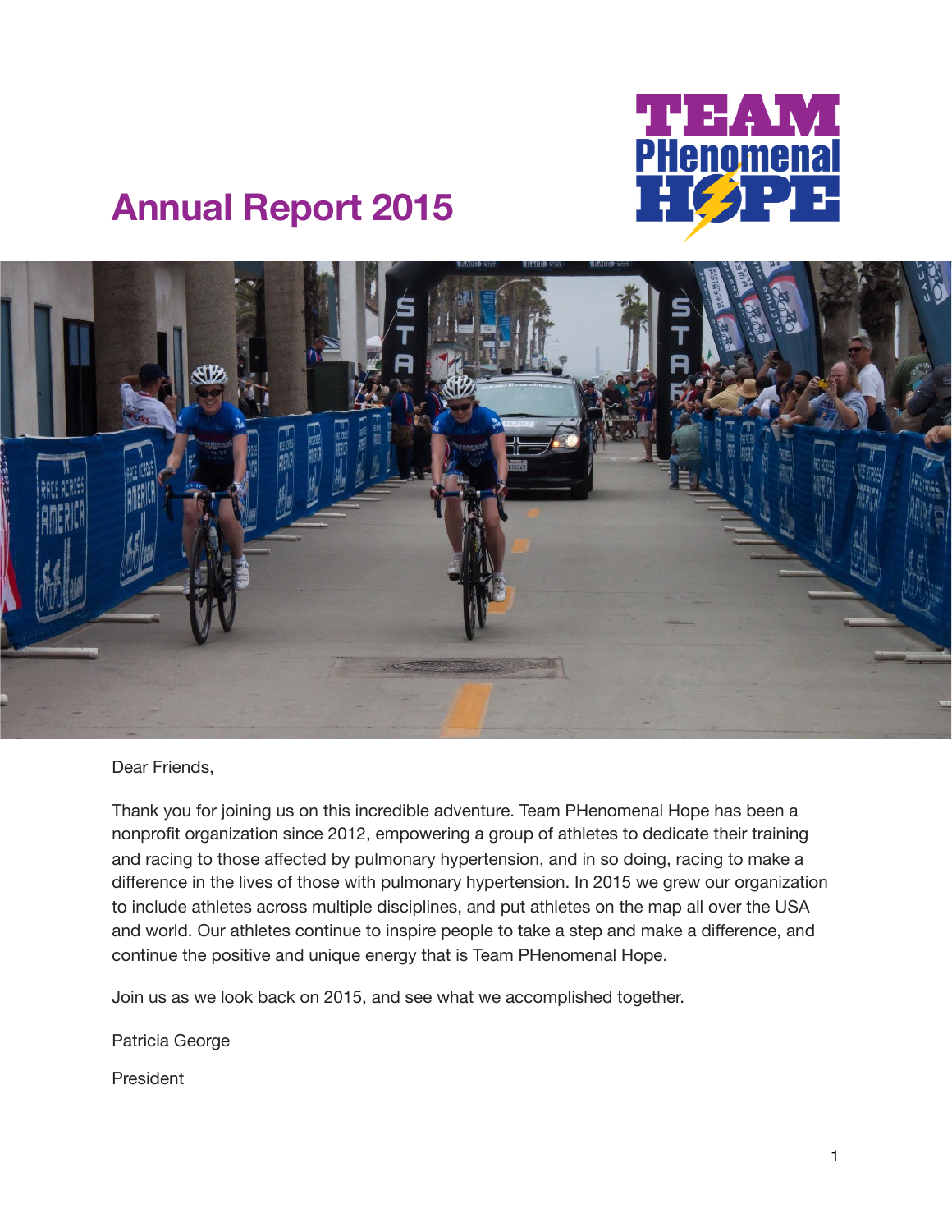# Annual Report 2015

Dear Friends,

Thank you for joining us on this incredible adventure. Team PHenomenal Hope has been a nonprofit organization since 2012, empowering a group of athletes to dedicate their training and racing to those affected by pulmonary hypertension, and in so doing, racing to make a difference in the lives of those with pulmonary hypertension. In 2015 we grew our organization to include athletes across multiple disciplines, and put athletes on the map all over the USA and world. Our athletes continue to inspire people to take a step and make a difference, and continue the positive and unique energy that is Team PHenomenal Hope.

Join us as we look back on 2015, and see what we accomplished together.

Patricia George

President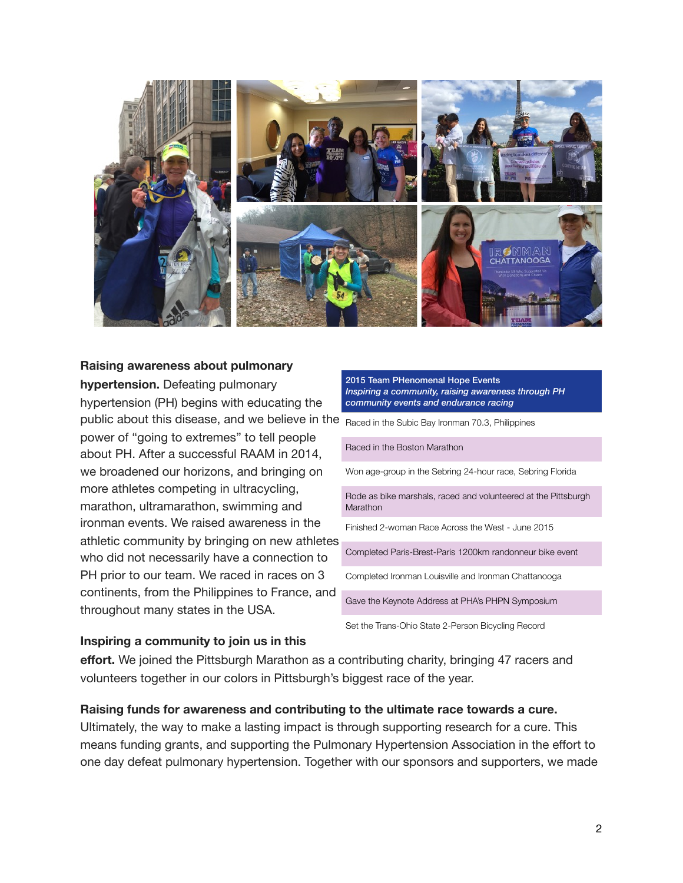**Raising awareness about pulmonary hypertension.** Defeating pulmonary hypertension (PH) begins with educating the public about this disease, and we believe in the power of "going to extremes" to tell people about PH. After a successful RAAM in 2014, we broadened our horizons, and bringing on more athletes competing in ultracycling, marathon, ultramarathon, swimming and ironman events. We raised awareness in the athletic community by bringing on new athletes who did not necessarily have a connection to PH prior to our team. We raced in races on 3 continents, from the Philippines to France, and throughout many states in the USA.

| 2015 Team PHenomenal Hope Events *Inspiring a community, raising awareness through PH community events and endurance racing* |
|---|
| Raced in the Subic Bay Ironman 70.3, Philippines |
| Raced in the Boston Marathon |
| Won age-group in the Sebring 24-hour race, Sebring Florida |
| Rode as bike marshals, raced and volunteered at the Pittsburgh Marathon |
| Finished 2-woman Race Across the West - June 2015 |
| Completed Paris-Brest-Paris 1200km randonneur bike event |
| Completed Ironman Louisville and Ironman Chattanooga |
| Gave the Keynote Address at PHA's PHPN Symposium |
| Set the Trans-Ohio State 2-Person Bicycling Record |

**Inspiring a community to join us in this effort.** We joined the Pittsburgh Marathon as a contributing charity, bringing 47 racers and volunteers together in our colors in Pittsburgh's biggest race of the year.

**Raising funds for awareness and contributing to the ultimate race towards a cure.** Ultimately, the way to make a lasting impact is through supporting research for a cure. This means funding grants, and supporting the Pulmonary Hypertension Association in the effort to one day defeat pulmonary hypertension. Together with our sponsors and supporters, we made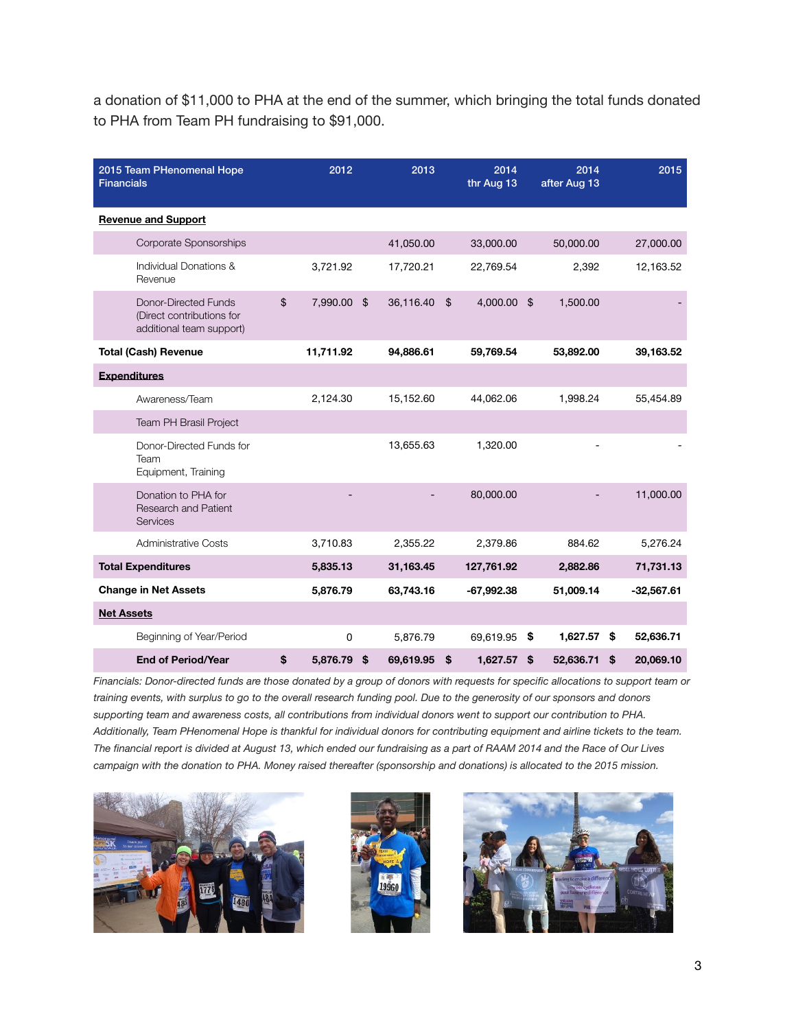a donation of $11,000 to PHA at the end of the summer, which bringing the total funds donated to PHA from Team PH fundraising to $91,000.

| 2015 Team PHenomenal Hope Financials | 2012 | 2013 | 2014 thr Aug 13 | 2014 after Aug 13 | 2015 |
|---|---|---|---|---|---|
| **Revenue and Support** | | | | | |
| Corporate Sponsorships | | 41,050.00 | 33,000.00 | 50,000.00 | 27,000.00 |
| Individual Donations & Revenue | 3,721.92 | 17,720.21 | 22,769.54 | 2,392 | 12,163.52 |
| Donor-Directed Funds (Direct contributions for additional team support) | $ 7,990.00 | $ 36,116.40 | $ 4,000.00 | $ 1,500.00 | - |
| **Total (Cash) Revenue** | **11,711.92** | **94,886.61** | **59,769.54** | **53,892.00** | **39,163.52** |
| **Expenditures** | | | | | |
| Awareness/Team | 2,124.30 | 15,152.60 | 44,062.06 | 1,998.24 | 55,454.89 |
| Team PH Brasil Project | | | | | |
| Donor-Directed Funds for Team Equipment, Training | | 13,655.63 | 1,320.00 | - | - |
| Donation to PHA for Research and Patient Services | - | - | 80,000.00 | - | 11,000.00 |
| Administrative Costs | 3,710.83 | 2,355.22 | 2,379.86 | 884.62 | 5,276.24 |
| **Total Expenditures** | **5,835.13** | **31,163.45** | **127,761.92** | **2,882.86** | **71,731.13** |
| **Change in Net Assets** | **5,876.79** | **63,743.16** | **-67,992.38** | **51,009.14** | **-32,567.61** |
| **Net Assets** | | | | | |
| Beginning of Year/Period | 0 | 5,876.79 | 69,619.95 | **$ 1,627.57** | **$ 52,636.71** |
| **End of Period/Year** | **$ 5,876.79** | **$ 69,619.95** | **$ 1,627.57** | **$ 52,636.71** | **$ 20,069.10** |

*Financials: Donor-directed funds are those donated by a group of donors with requests for specific allocations to support team or training events, with surplus to go to the overall research funding pool. Due to the generosity of our sponsors and donors supporting team and awareness costs, all contributions from individual donors went to support our contribution to PHA. Additionally, Team PHenomenal Hope is thankful for individual donors for contributing equipment and airline tickets to the team. The financial report is divided at August 13, which ended our fundraising as a part of RAAM 2014 and the Race of Our Lives campaign with the donation to PHA. Money raised thereafter (sponsorship and donations) is allocated to the 2015 mission.*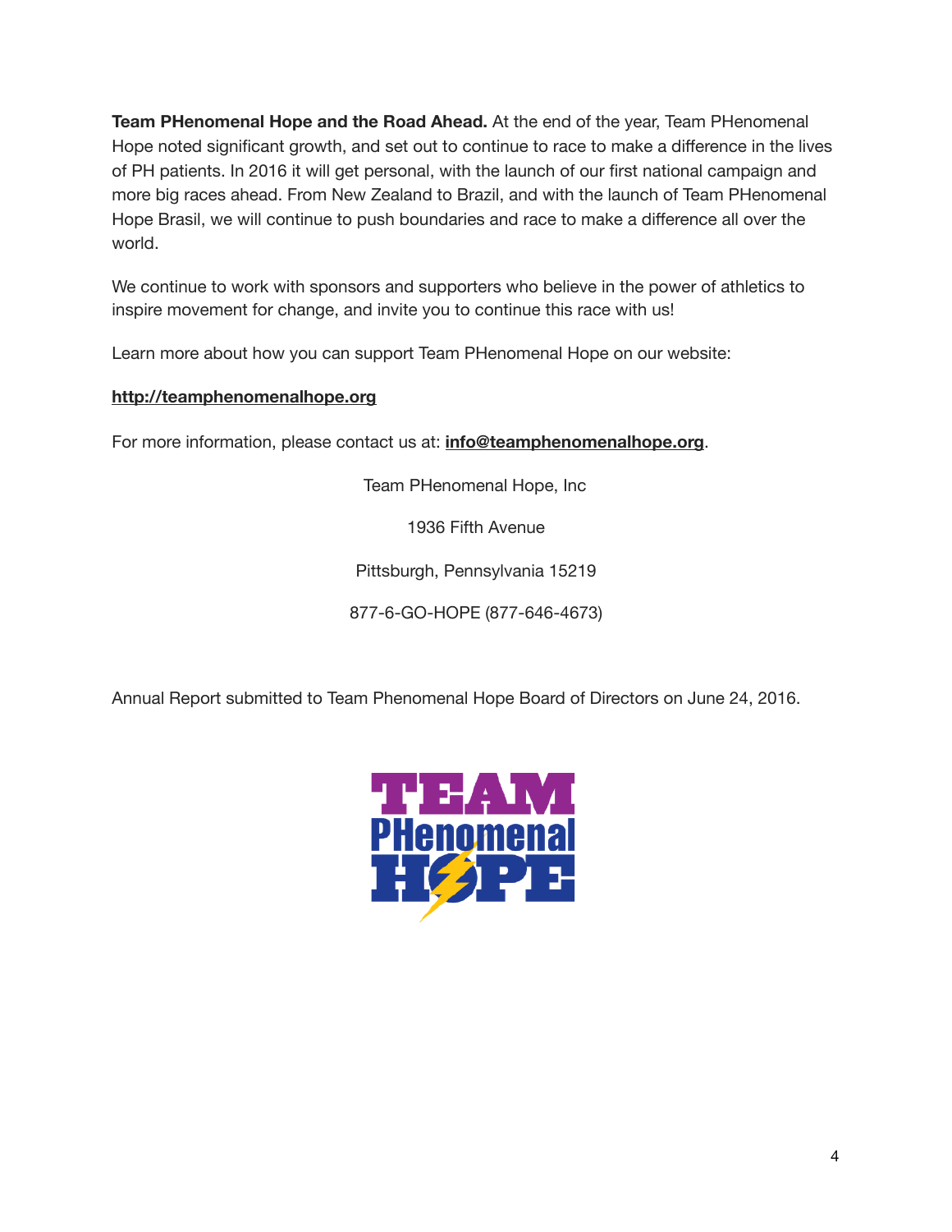**Team PHenomenal Hope and the Road Ahead.** At the end of the year, Team PHenomenal Hope noted significant growth, and set out to continue to race to make a difference in the lives of PH patients. In 2016 it will get personal, with the launch of our first national campaign and more big races ahead. From New Zealand to Brazil, and with the launch of Team PHenomenal Hope Brasil, we will continue to push boundaries and race to make a difference all over the world.

We continue to work with sponsors and supporters who believe in the power of athletics to inspire movement for change, and invite you to continue this race with us!

Learn more about how you can support Team PHenomenal Hope on our website:

**http://teamphenomenalhope.org**

For more information, please contact us at: **info@teamphenomenalhope.org**.

Team PHenomenal Hope, Inc

1936 Fifth Avenue

Pittsburgh, Pennsylvania 15219

877-6-GO-HOPE (877-646-4673)

Annual Report submitted to Team Phenomenal Hope Board of Directors on June 24, 2016.

TEAM PHenomenal HOPE